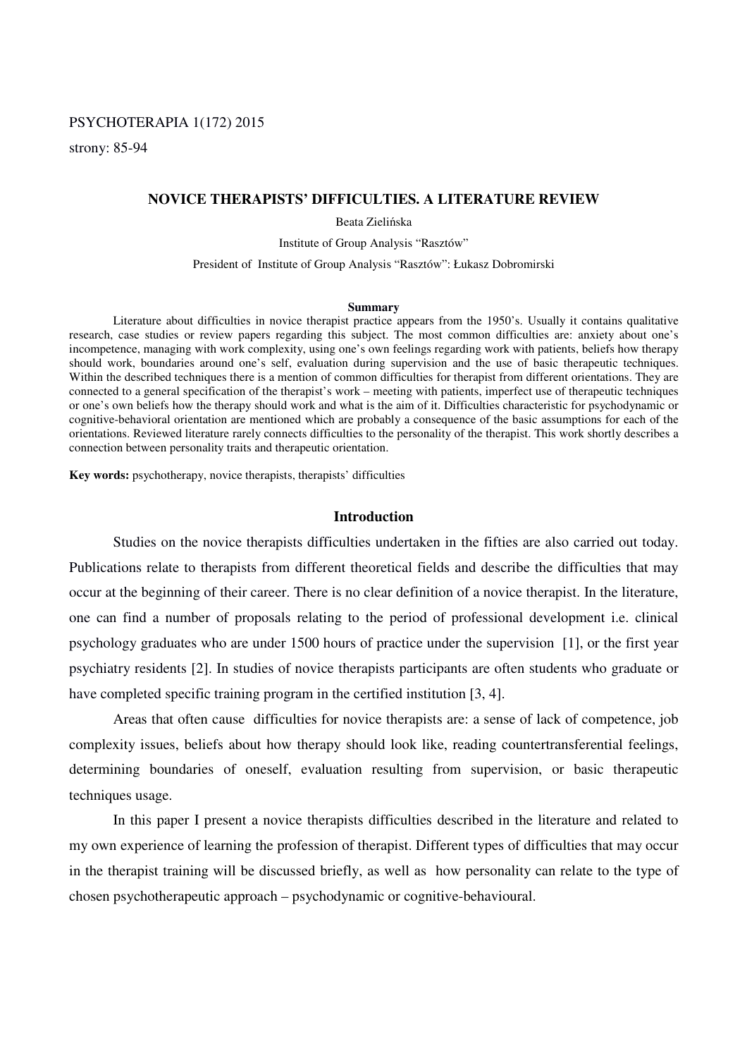# NOVICE THERAPISTS' DIFFICULTIES. A LITERATURE REVIEW

Beata Zielińska

Institute of Group Analysis "Rasztów"

President of Institute of Group Analysis "Rasztów": Łukasz Dobromirski

**Summary**

Literature about difficulties in novice therapist practice appears from the 1950's. Usually it contains qualitative research, case studies or review papers regarding this subject. The most common difficulties are: anxiety about one's incompetence, managing with work complexity, using one's own feelings regarding work with patients, beliefs how therapy should work, boundaries around one's self, evaluation during supervision and the use of basic therapeutic techniques. Within the described techniques there is a mention of common difficulties for therapist from different orientations. They are connected to a general specification of the therapist's work – meeting with patients, imperfect use of therapeutic techniques or one's own beliefs how the therapy should work and what is the aim of it. Difficulties characteristic for psychodynamic or cognitive-behavioral orientation are mentioned which are probably a consequence of the basic assumptions for each of the orientations. Reviewed literature rarely connects difficulties to the personality of the therapist. This work shortly describes a connection between personality traits and therapeutic orientation.

**Key words:** psychotherapy, novice therapists, therapists' difficulties

## Introduction

Studies on the novice therapists difficulties undertaken in the fifties are also carried out today. Publications relate to therapists from different theoretical fields and describe the difficulties that may occur at the beginning of their career. There is no clear definition of a novice therapist. In the literature, one can find a number of proposals relating to the period of professional development i.e. clinical psychology graduates who are under 1500 hours of practice under the supervision [1], or the first year psychiatry residents [2]. In studies of novice therapists participants are often students who graduate or have completed specific training program in the certified institution [3, 4].

Areas that often cause difficulties for novice therapists are: a sense of lack of competence, job complexity issues, beliefs about how therapy should look like, reading countertransferential feelings, determining boundaries of oneself, evaluation resulting from supervision, or basic therapeutic techniques usage.

In this paper I present a novice therapists difficulties described in the literature and related to my own experience of learning the profession of therapist. Different types of difficulties that may occur in the therapist training will be discussed briefly, as well as how personality can relate to the type of chosen psychotherapeutic approach – psychodynamic or cognitive-behavioural.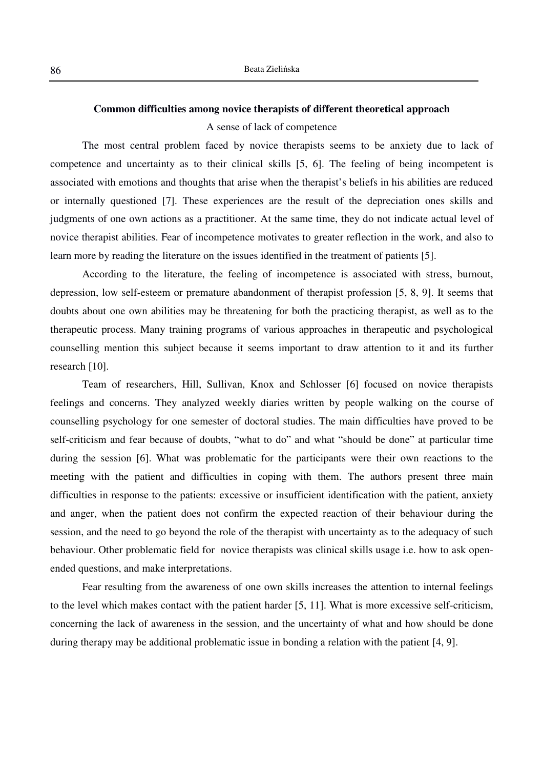## Common difficulties among novice therapists of different theoretical approach

### A sense of lack of competence

The most central problem faced by novice therapists seems to be anxiety due to lack of competence and uncertainty as to their clinical skills [5, 6]. The feeling of being incompetent is associated with emotions and thoughts that arise when the therapist's beliefs in his abilities are reduced or internally questioned [7]. These experiences are the result of the depreciation ones skills and judgments of one own actions as a practitioner. At the same time, they do not indicate actual level of novice therapist abilities. Fear of incompetence motivates to greater reflection in the work, and also to learn more by reading the literature on the issues identified in the treatment of patients [5].

According to the literature, the feeling of incompetence is associated with stress, burnout, depression, low self-esteem or premature abandonment of therapist profession [5, 8, 9]. It seems that doubts about one own abilities may be threatening for both the practicing therapist, as well as to the therapeutic process. Many training programs of various approaches in therapeutic and psychological counselling mention this subject because it seems important to draw attention to it and its further research [10].

Team of researchers, Hill, Sullivan, Knox and Schlosser [6] focused on novice therapists feelings and concerns. They analyzed weekly diaries written by people walking on the course of counselling psychology for one semester of doctoral studies. The main difficulties have proved to be self-criticism and fear because of doubts, "what to do" and what "should be done" at particular time during the session [6]. What was problematic for the participants were their own reactions to the meeting with the patient and difficulties in coping with them. The authors present three main difficulties in response to the patients: excessive or insufficient identification with the patient, anxiety and anger, when the patient does not confirm the expected reaction of their behaviour during the session, and the need to go beyond the role of the therapist with uncertainty as to the adequacy of such behaviour. Other problematic field for novice therapists was clinical skills usage i.e. how to ask open-ended questions, and make interpretations.

Fear resulting from the awareness of one own skills increases the attention to internal feelings to the level which makes contact with the patient harder [5, 11]. What is more excessive self-criticism, concerning the lack of awareness in the session, and the uncertainty of what and how should be done during therapy may be additional problematic issue in bonding a relation with the patient [4, 9].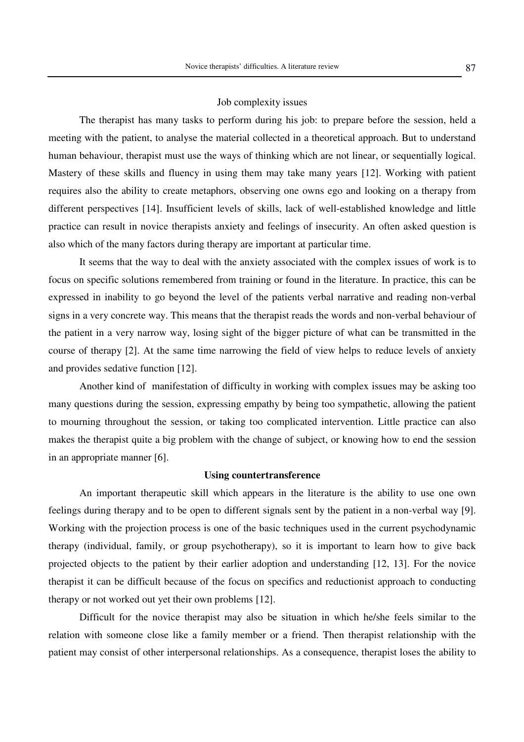### Job complexity issues

The therapist has many tasks to perform during his job: to prepare before the session, held a meeting with the patient, to analyse the material collected in a theoretical approach. But to understand human behaviour, therapist must use the ways of thinking which are not linear, or sequentially logical. Mastery of these skills and fluency in using them may take many years [12]. Working with patient requires also the ability to create metaphors, observing one owns ego and looking on a therapy from different perspectives [14]. Insufficient levels of skills, lack of well-established knowledge and little practice can result in novice therapists anxiety and feelings of insecurity. An often asked question is also which of the many factors during therapy are important at particular time.

It seems that the way to deal with the anxiety associated with the complex issues of work is to focus on specific solutions remembered from training or found in the literature. In practice, this can be expressed in inability to go beyond the level of the patients verbal narrative and reading non-verbal signs in a very concrete way. This means that the therapist reads the words and non-verbal behaviour of the patient in a very narrow way, losing sight of the bigger picture of what can be transmitted in the course of therapy [2]. At the same time narrowing the field of view helps to reduce levels of anxiety and provides sedative function [12].

Another kind of manifestation of difficulty in working with complex issues may be asking too many questions during the session, expressing empathy by being too sympathetic, allowing the patient to mourning throughout the session, or taking too complicated intervention. Little practice can also makes the therapist quite a big problem with the change of subject, or knowing how to end the session in an appropriate manner [6].

### Using countertransference

An important therapeutic skill which appears in the literature is the ability to use one own feelings during therapy and to be open to different signals sent by the patient in a non-verbal way [9]. Working with the projection process is one of the basic techniques used in the current psychodynamic therapy (individual, family, or group psychotherapy), so it is important to learn how to give back projected objects to the patient by their earlier adoption and understanding [12, 13]. For the novice therapist it can be difficult because of the focus on specifics and reductionist approach to conducting therapy or not worked out yet their own problems [12].

Difficult for the novice therapist may also be situation in which he/she feels similar to the relation with someone close like a family member or a friend. Then therapist relationship with the patient may consist of other interpersonal relationships. As a consequence, therapist loses the ability to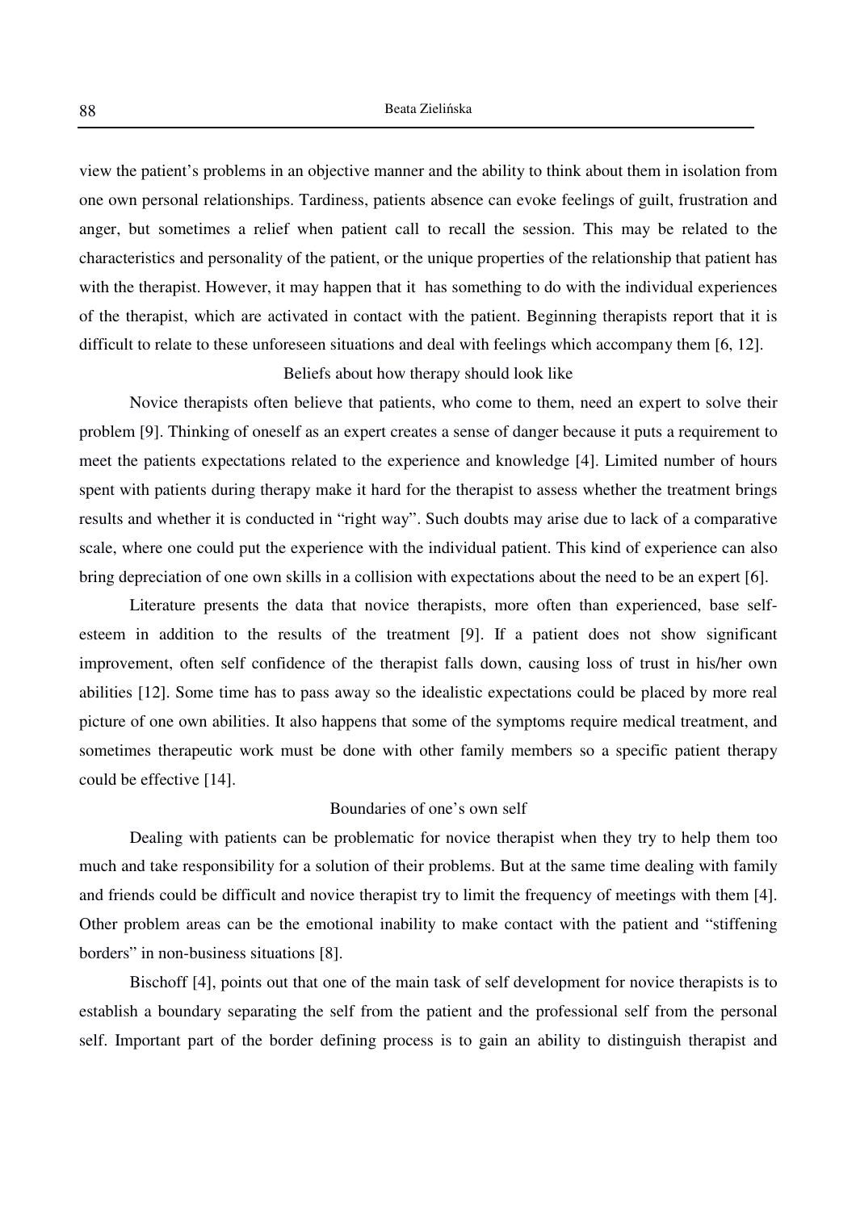view the patient's problems in an objective manner and the ability to think about them in isolation from one own personal relationships. Tardiness, patients absence can evoke feelings of guilt, frustration and anger, but sometimes a relief when patient call to recall the session. This may be related to the characteristics and personality of the patient, or the unique properties of the relationship that patient has with the therapist. However, it may happen that it has something to do with the individual experiences of the therapist, which are activated in contact with the patient. Beginning therapists report that it is difficult to relate to these unforeseen situations and deal with feelings which accompany them [6, 12].

### Beliefs about how therapy should look like

Novice therapists often believe that patients, who come to them, need an expert to solve their problem [9]. Thinking of oneself as an expert creates a sense of danger because it puts a requirement to meet the patients expectations related to the experience and knowledge [4]. Limited number of hours spent with patients during therapy make it hard for the therapist to assess whether the treatment brings results and whether it is conducted in "right way". Such doubts may arise due to lack of a comparative scale, where one could put the experience with the individual patient. This kind of experience can also bring depreciation of one own skills in a collision with expectations about the need to be an expert [6].

Literature presents the data that novice therapists, more often than experienced, base self-esteem in addition to the results of the treatment [9]. If a patient does not show significant improvement, often self confidence of the therapist falls down, causing loss of trust in his/her own abilities [12]. Some time has to pass away so the idealistic expectations could be placed by more real picture of one own abilities. It also happens that some of the symptoms require medical treatment, and sometimes therapeutic work must be done with other family members so a specific patient therapy could be effective [14].

### Boundaries of one's own self

Dealing with patients can be problematic for novice therapist when they try to help them too much and take responsibility for a solution of their problems. But at the same time dealing with family and friends could be difficult and novice therapist try to limit the frequency of meetings with them [4]. Other problem areas can be the emotional inability to make contact with the patient and "stiffening borders" in non-business situations [8].

Bischoff [4], points out that one of the main task of self development for novice therapists is to establish a boundary separating the self from the patient and the professional self from the personal self. Important part of the border defining process is to gain an ability to distinguish therapist and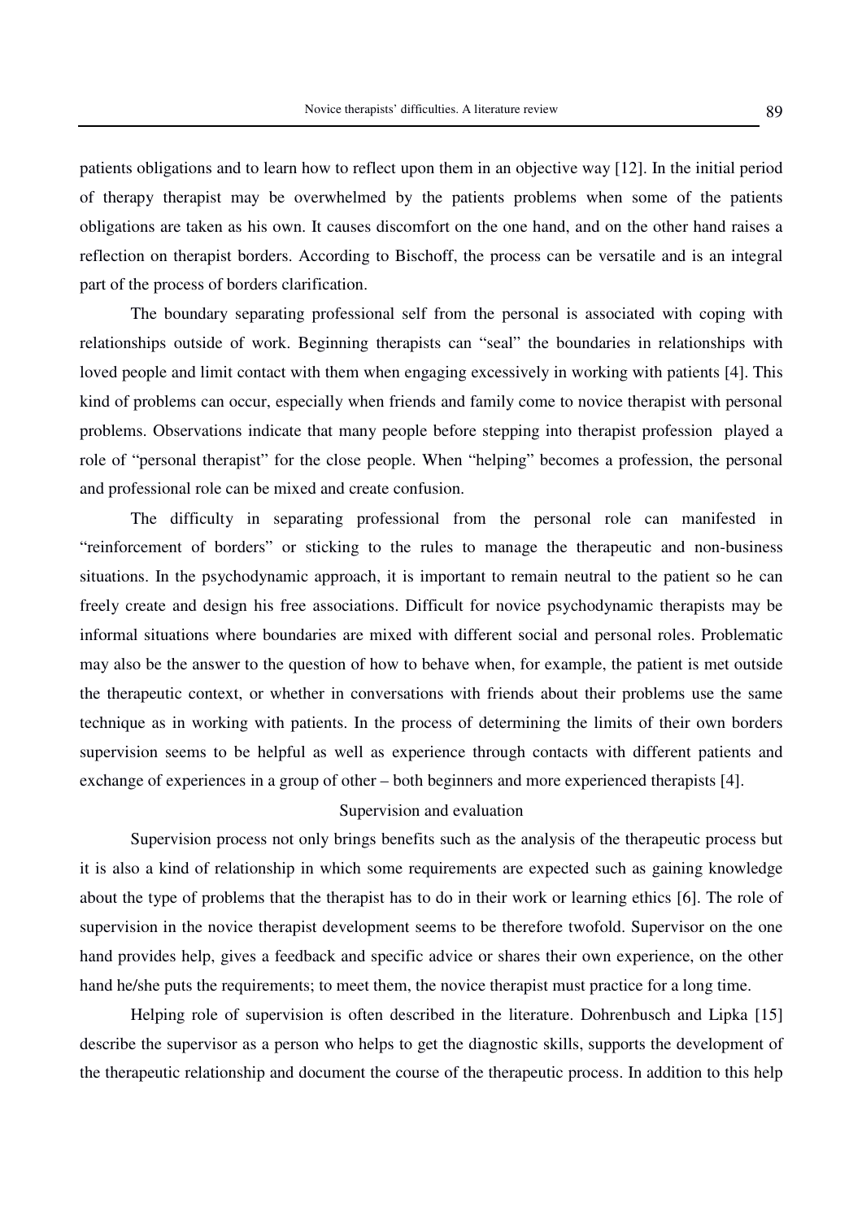patients obligations and to learn how to reflect upon them in an objective way [12]. In the initial period of therapy therapist may be overwhelmed by the patients problems when some of the patients obligations are taken as his own. It causes discomfort on the one hand, and on the other hand raises a reflection on therapist borders. According to Bischoff, the process can be versatile and is an integral part of the process of borders clarification.

The boundary separating professional self from the personal is associated with coping with relationships outside of work. Beginning therapists can "seal" the boundaries in relationships with loved people and limit contact with them when engaging excessively in working with patients [4]. This kind of problems can occur, especially when friends and family come to novice therapist with personal problems. Observations indicate that many people before stepping into therapist profession played a role of "personal therapist" for the close people. When "helping" becomes a profession, the personal and professional role can be mixed and create confusion.

The difficulty in separating professional from the personal role can manifested in "reinforcement of borders" or sticking to the rules to manage the therapeutic and non-business situations. In the psychodynamic approach, it is important to remain neutral to the patient so he can freely create and design his free associations. Difficult for novice psychodynamic therapists may be informal situations where boundaries are mixed with different social and personal roles. Problematic may also be the answer to the question of how to behave when, for example, the patient is met outside the therapeutic context, or whether in conversations with friends about their problems use the same technique as in working with patients. In the process of determining the limits of their own borders supervision seems to be helpful as well as experience through contacts with different patients and exchange of experiences in a group of other – both beginners and more experienced therapists [4].

## Supervision and evaluation

Supervision process not only brings benefits such as the analysis of the therapeutic process but it is also a kind of relationship in which some requirements are expected such as gaining knowledge about the type of problems that the therapist has to do in their work or learning ethics [6]. The role of supervision in the novice therapist development seems to be therefore twofold. Supervisor on the one hand provides help, gives a feedback and specific advice or shares their own experience, on the other hand he/she puts the requirements; to meet them, the novice therapist must practice for a long time.

Helping role of supervision is often described in the literature. Dohrenbusch and Lipka [15] describe the supervisor as a person who helps to get the diagnostic skills, supports the development of the therapeutic relationship and document the course of the therapeutic process. In addition to this help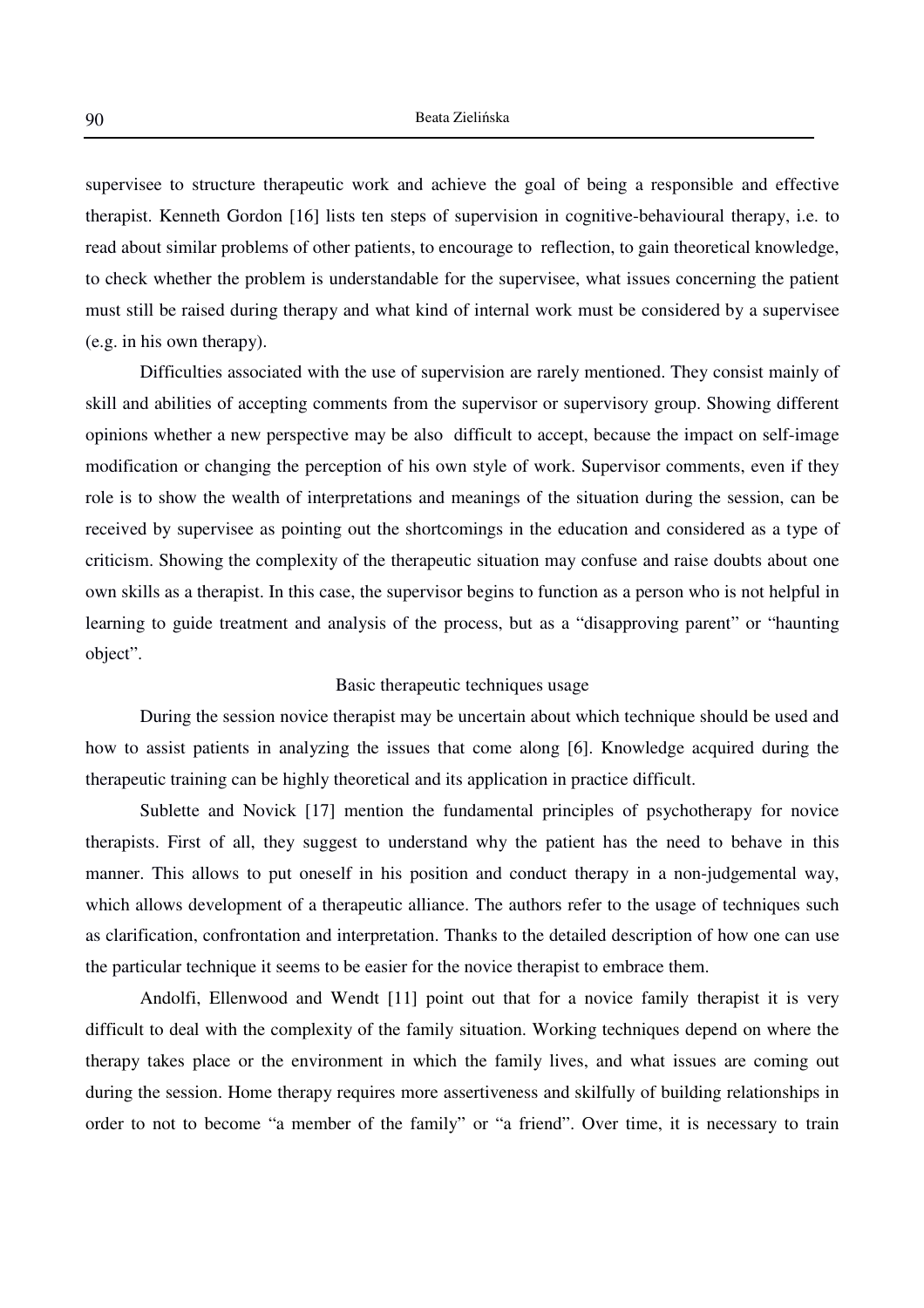supervisee to structure therapeutic work and achieve the goal of being a responsible and effective therapist. Kenneth Gordon [16] lists ten steps of supervision in cognitive-behavioural therapy, i.e. to read about similar problems of other patients, to encourage to reflection, to gain theoretical knowledge, to check whether the problem is understandable for the supervisee, what issues concerning the patient must still be raised during therapy and what kind of internal work must be considered by a supervisee (e.g. in his own therapy).

Difficulties associated with the use of supervision are rarely mentioned. They consist mainly of skill and abilities of accepting comments from the supervisor or supervisory group. Showing different opinions whether a new perspective may be also difficult to accept, because the impact on self-image modification or changing the perception of his own style of work. Supervisor comments, even if they role is to show the wealth of interpretations and meanings of the situation during the session, can be received by supervisee as pointing out the shortcomings in the education and considered as a type of criticism. Showing the complexity of the therapeutic situation may confuse and raise doubts about one own skills as a therapist. In this case, the supervisor begins to function as a person who is not helpful in learning to guide treatment and analysis of the process, but as a "disapproving parent" or "haunting object".

## Basic therapeutic techniques usage

During the session novice therapist may be uncertain about which technique should be used and how to assist patients in analyzing the issues that come along [6]. Knowledge acquired during the therapeutic training can be highly theoretical and its application in practice difficult.

Sublette and Novick [17] mention the fundamental principles of psychotherapy for novice therapists. First of all, they suggest to understand why the patient has the need to behave in this manner. This allows to put oneself in his position and conduct therapy in a non-judgemental way, which allows development of a therapeutic alliance. The authors refer to the usage of techniques such as clarification, confrontation and interpretation. Thanks to the detailed description of how one can use the particular technique it seems to be easier for the novice therapist to embrace them.

Andolfi, Ellenwood and Wendt [11] point out that for a novice family therapist it is very difficult to deal with the complexity of the family situation. Working techniques depend on where the therapy takes place or the environment in which the family lives, and what issues are coming out during the session. Home therapy requires more assertiveness and skilfully of building relationships in order to not to become "a member of the family" or "a friend". Over time, it is necessary to train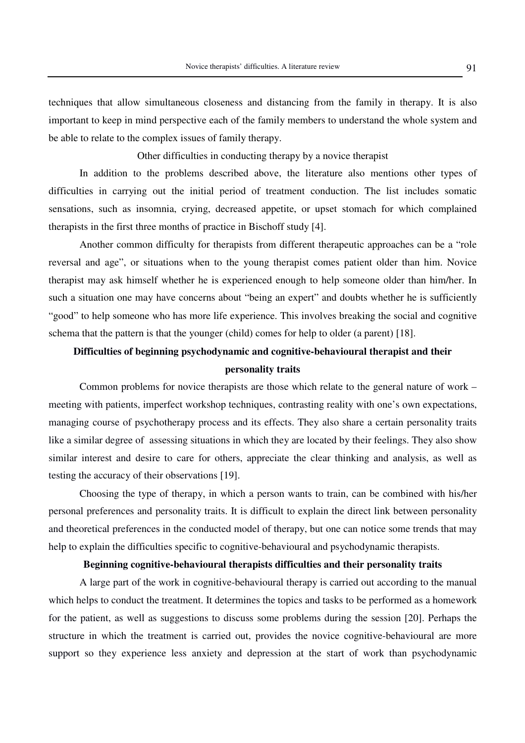techniques that allow simultaneous closeness and distancing from the family in therapy. It is also important to keep in mind perspective each of the family members to understand the whole system and be able to relate to the complex issues of family therapy.

### Other difficulties in conducting therapy by a novice therapist

In addition to the problems described above, the literature also mentions other types of difficulties in carrying out the initial period of treatment conduction. The list includes somatic sensations, such as insomnia, crying, decreased appetite, or upset stomach for which complained therapists in the first three months of practice in Bischoff study [4].

Another common difficulty for therapists from different therapeutic approaches can be a "role reversal and age", or situations when to the young therapist comes patient older than him. Novice therapist may ask himself whether he is experienced enough to help someone older than him/her. In such a situation one may have concerns about "being an expert" and doubts whether he is sufficiently "good" to help someone who has more life experience. This involves breaking the social and cognitive schema that the pattern is that the younger (child) comes for help to older (a parent) [18].

## Difficulties of beginning psychodynamic and cognitive-behavioural therapist and their personality traits

Common problems for novice therapists are those which relate to the general nature of work – meeting with patients, imperfect workshop techniques, contrasting reality with one's own expectations, managing course of psychotherapy process and its effects. They also share a certain personality traits like a similar degree of assessing situations in which they are located by their feelings. They also show similar interest and desire to care for others, appreciate the clear thinking and analysis, as well as testing the accuracy of their observations [19].

Choosing the type of therapy, in which a person wants to train, can be combined with his/her personal preferences and personality traits. It is difficult to explain the direct link between personality and theoretical preferences in the conducted model of therapy, but one can notice some trends that may help to explain the difficulties specific to cognitive-behavioural and psychodynamic therapists.

### Beginning cognitive-behavioural therapists difficulties and their personality traits

A large part of the work in cognitive-behavioural therapy is carried out according to the manual which helps to conduct the treatment. It determines the topics and tasks to be performed as a homework for the patient, as well as suggestions to discuss some problems during the session [20]. Perhaps the structure in which the treatment is carried out, provides the novice cognitive-behavioural are more support so they experience less anxiety and depression at the start of work than psychodynamic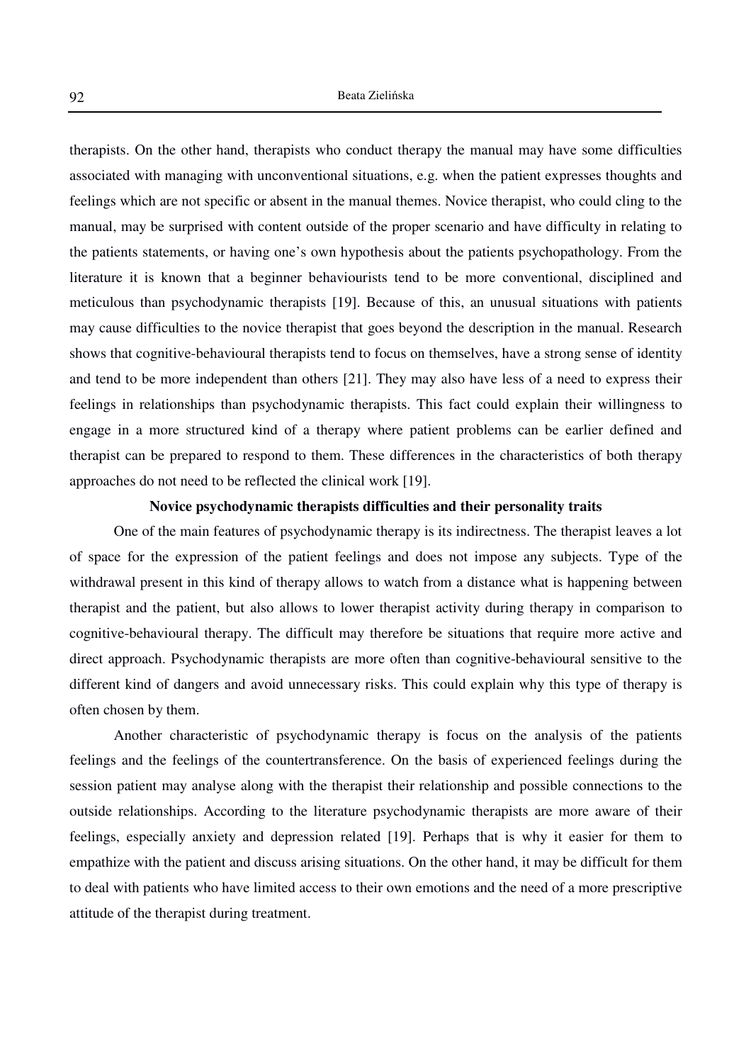therapists. On the other hand, therapists who conduct therapy the manual may have some difficulties associated with managing with unconventional situations, e.g. when the patient expresses thoughts and feelings which are not specific or absent in the manual themes. Novice therapist, who could cling to the manual, may be surprised with content outside of the proper scenario and have difficulty in relating to the patients statements, or having one's own hypothesis about the patients psychopathology. From the literature it is known that a beginner behaviourists tend to be more conventional, disciplined and meticulous than psychodynamic therapists [19]. Because of this, an unusual situations with patients may cause difficulties to the novice therapist that goes beyond the description in the manual. Research shows that cognitive-behavioural therapists tend to focus on themselves, have a strong sense of identity and tend to be more independent than others [21]. They may also have less of a need to express their feelings in relationships than psychodynamic therapists. This fact could explain their willingness to engage in a more structured kind of a therapy where patient problems can be earlier defined and therapist can be prepared to respond to them. These differences in the characteristics of both therapy approaches do not need to be reflected the clinical work [19].

## Novice psychodynamic therapists difficulties and their personality traits

One of the main features of psychodynamic therapy is its indirectness. The therapist leaves a lot of space for the expression of the patient feelings and does not impose any subjects. Type of the withdrawal present in this kind of therapy allows to watch from a distance what is happening between therapist and the patient, but also allows to lower therapist activity during therapy in comparison to cognitive-behavioural therapy. The difficult may therefore be situations that require more active and direct approach. Psychodynamic therapists are more often than cognitive-behavioural sensitive to the different kind of dangers and avoid unnecessary risks. This could explain why this type of therapy is often chosen by them.

Another characteristic of psychodynamic therapy is focus on the analysis of the patients feelings and the feelings of the countertransference. On the basis of experienced feelings during the session patient may analyse along with the therapist their relationship and possible connections to the outside relationships. According to the literature psychodynamic therapists are more aware of their feelings, especially anxiety and depression related [19]. Perhaps that is why it easier for them to empathize with the patient and discuss arising situations. On the other hand, it may be difficult for them to deal with patients who have limited access to their own emotions and the need of a more prescriptive attitude of the therapist during treatment.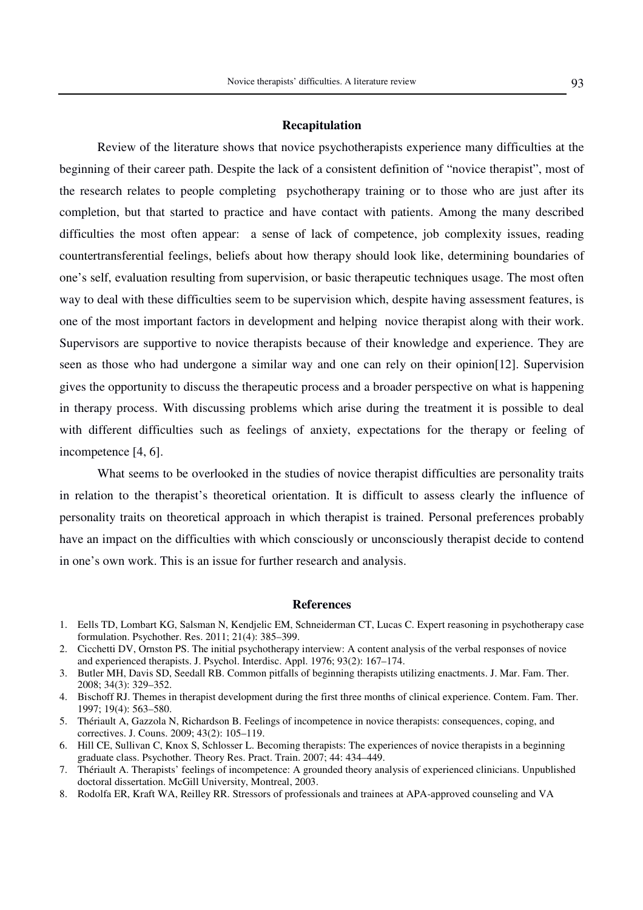## Recapitulation

Review of the literature shows that novice psychotherapists experience many difficulties at the beginning of their career path. Despite the lack of a consistent definition of "novice therapist", most of the research relates to people completing psychotherapy training or to those who are just after its completion, but that started to practice and have contact with patients. Among the many described difficulties the most often appear: a sense of lack of competence, job complexity issues, reading countertransferential feelings, beliefs about how therapy should look like, determining boundaries of one's self, evaluation resulting from supervision, or basic therapeutic techniques usage. The most often way to deal with these difficulties seem to be supervision which, despite having assessment features, is one of the most important factors in development and helping novice therapist along with their work. Supervisors are supportive to novice therapists because of their knowledge and experience. They are seen as those who had undergone a similar way and one can rely on their opinion[12]. Supervision gives the opportunity to discuss the therapeutic process and a broader perspective on what is happening in therapy process. With discussing problems which arise during the treatment it is possible to deal with different difficulties such as feelings of anxiety, expectations for the therapy or feeling of incompetence [4, 6].

What seems to be overlooked in the studies of novice therapist difficulties are personality traits in relation to the therapist's theoretical orientation. It is difficult to assess clearly the influence of personality traits on theoretical approach in which therapist is trained. Personal preferences probably have an impact on the difficulties with which consciously or unconsciously therapist decide to contend in one's own work. This is an issue for further research and analysis.

## References

1. Eells TD, Lombart KG, Salsman N, Kendjelic EM, Schneiderman CT, Lucas C. Expert reasoning in psychotherapy case formulation. Psychother. Res. 2011; 21(4): 385–399.
2. Cicchetti DV, Ornston PS. The initial psychotherapy interview: A content analysis of the verbal responses of novice and experienced therapists. J. Psychol. Interdisc. Appl. 1976; 93(2): 167–174.
3. Butler MH, Davis SD, Seedall RB. Common pitfalls of beginning therapists utilizing enactments. J. Mar. Fam. Ther. 2008; 34(3): 329–352.
4. Bischoff RJ. Themes in therapist development during the first three months of clinical experience. Contem. Fam. Ther. 1997; 19(4): 563–580.
5. Thériault A, Gazzola N, Richardson B. Feelings of incompetence in novice therapists: consequences, coping, and correctives. J. Couns. 2009; 43(2): 105–119.
6. Hill CE, Sullivan C, Knox S, Schlosser L. Becoming therapists: The experiences of novice therapists in a beginning graduate class. Psychother. Theory Res. Pract. Train. 2007; 44: 434–449.
7. Thériault A. Therapists' feelings of incompetence: A grounded theory analysis of experienced clinicians. Unpublished doctoral dissertation. McGill University, Montreal, 2003.
8. Rodolfa ER, Kraft WA, Reilley RR. Stressors of professionals and trainees at APA-approved counseling and VA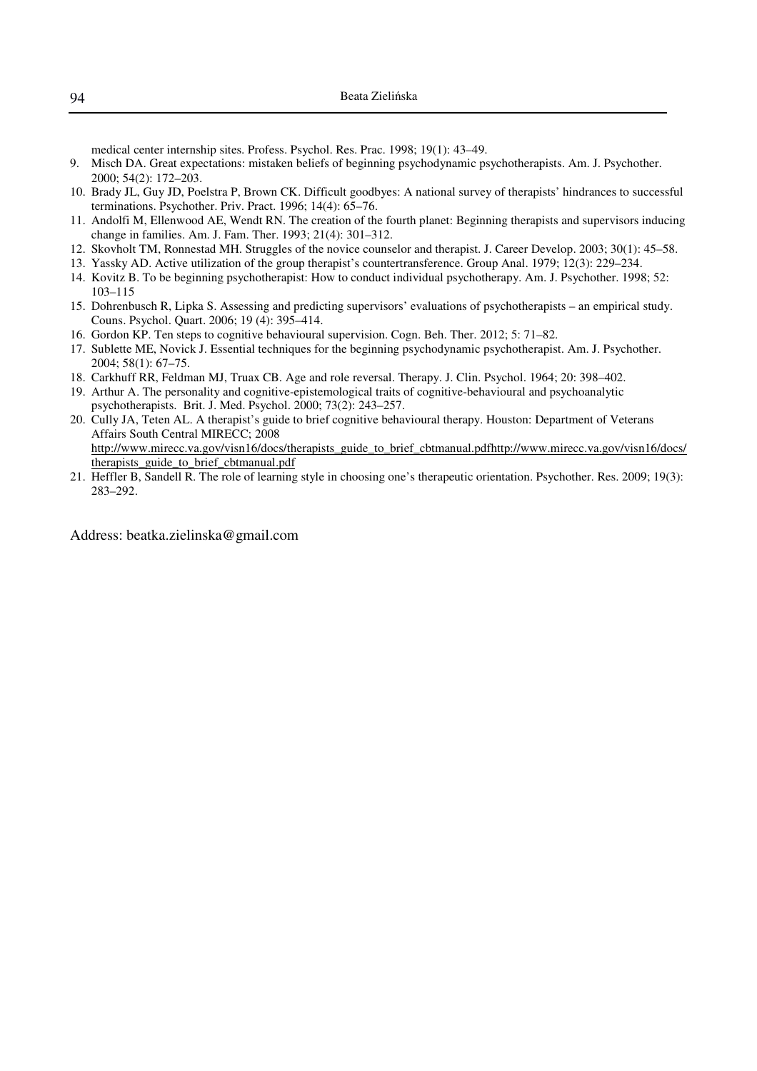medical center internship sites. Profess. Psychol. Res. Prac. 1998; 19(1): 43–49.

9. Misch DA. Great expectations: mistaken beliefs of beginning psychodynamic psychotherapists. Am. J. Psychother. 2000; 54(2): 172–203.
10. Brady JL, Guy JD, Poelstra P, Brown CK. Difficult goodbyes: A national survey of therapists' hindrances to successful terminations. Psychother. Priv. Pract. 1996; 14(4): 65–76.
11. Andolfi M, Ellenwood AE, Wendt RN. The creation of the fourth planet: Beginning therapists and supervisors inducing change in families. Am. J. Fam. Ther. 1993; 21(4): 301–312.
12. Skovholt TM, Ronnestad MH. Struggles of the novice counselor and therapist. J. Career Develop. 2003; 30(1): 45–58.
13. Yassky AD. Active utilization of the group therapist's countertransference. Group Anal. 1979; 12(3): 229–234.
14. Kovitz B. To be beginning psychotherapist: How to conduct individual psychotherapy. Am. J. Psychother. 1998; 52: 103–115
15. Dohrenbusch R, Lipka S. Assessing and predicting supervisors' evaluations of psychotherapists – an empirical study. Couns. Psychol. Quart. 2006; 19 (4): 395–414.
16. Gordon KP. Ten steps to cognitive behavioural supervision. Cogn. Beh. Ther. 2012; 5: 71–82.
17. Sublette ME, Novick J. Essential techniques for the beginning psychodynamic psychotherapist. Am. J. Psychother. 2004; 58(1): 67–75.
18. Carkhuff RR, Feldman MJ, Truax CB. Age and role reversal. Therapy. J. Clin. Psychol. 1964; 20: 398–402.
19. Arthur A. The personality and cognitive-epistemological traits of cognitive-behavioural and psychoanalytic psychotherapists. Brit. J. Med. Psychol. 2000; 73(2): 243–257.
20. Cully JA, Teten AL. A therapist's guide to brief cognitive behavioural therapy. Houston: Department of Veterans Affairs South Central MIRECC; 2008 http://www.mirecc.va.gov/visn16/docs/therapists_guide_to_brief_cbtmanual.pdfhttp://www.mirecc.va.gov/visn16/docs/therapists_guide_to_brief_cbtmanual.pdf
21. Heffler B, Sandell R. The role of learning style in choosing one's therapeutic orientation. Psychother. Res. 2009; 19(3): 283–292.

Address: beatka.zielinska@gmail.com